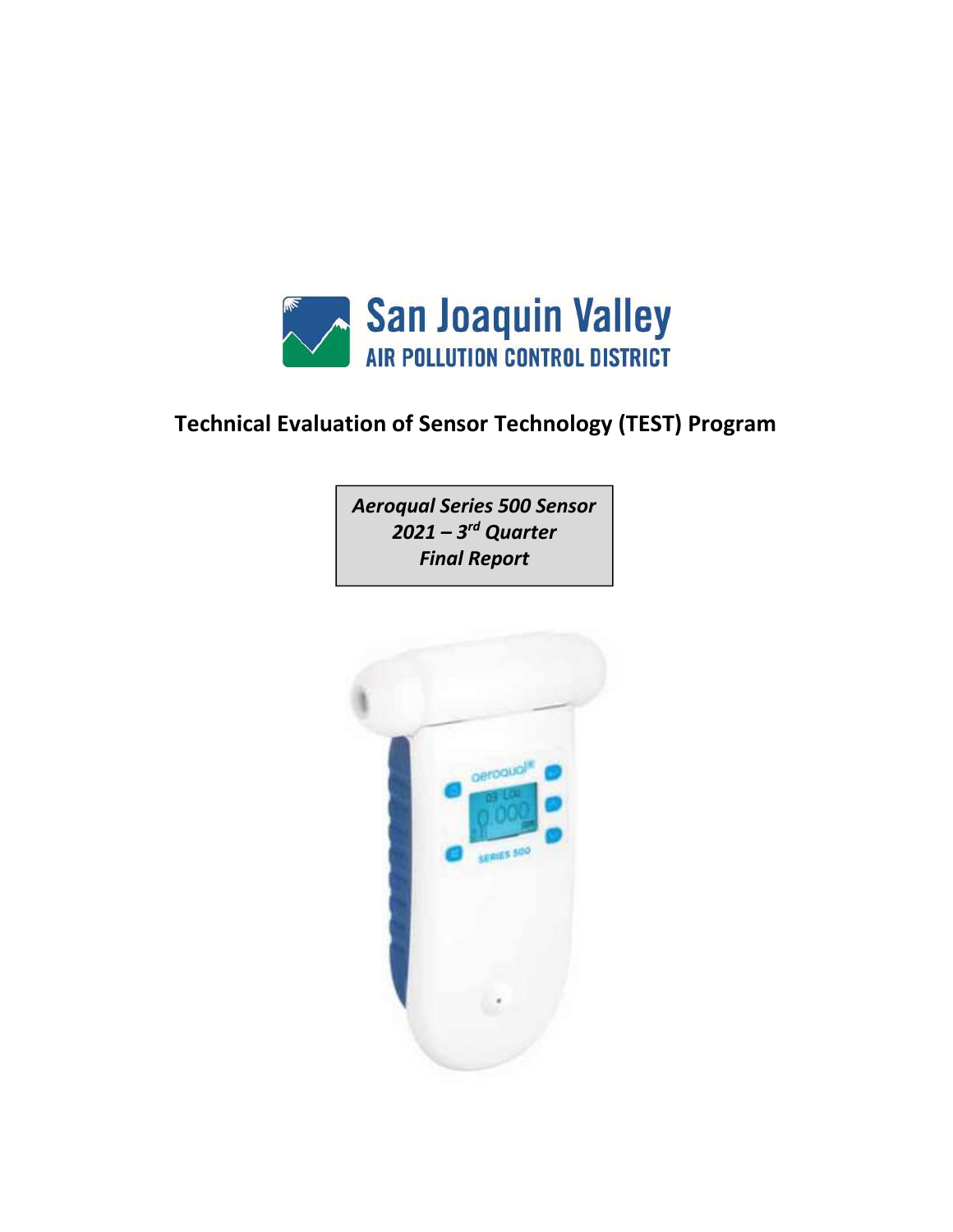San Joaquin Valley
AIR POLLUTION CONTROL DISTRICT

# Technical Evaluation of Sensor Technology (TEST) Program

***Aeroqual Series 500 Sensor***
***2021 – 3rd Quarter***
***Final Report***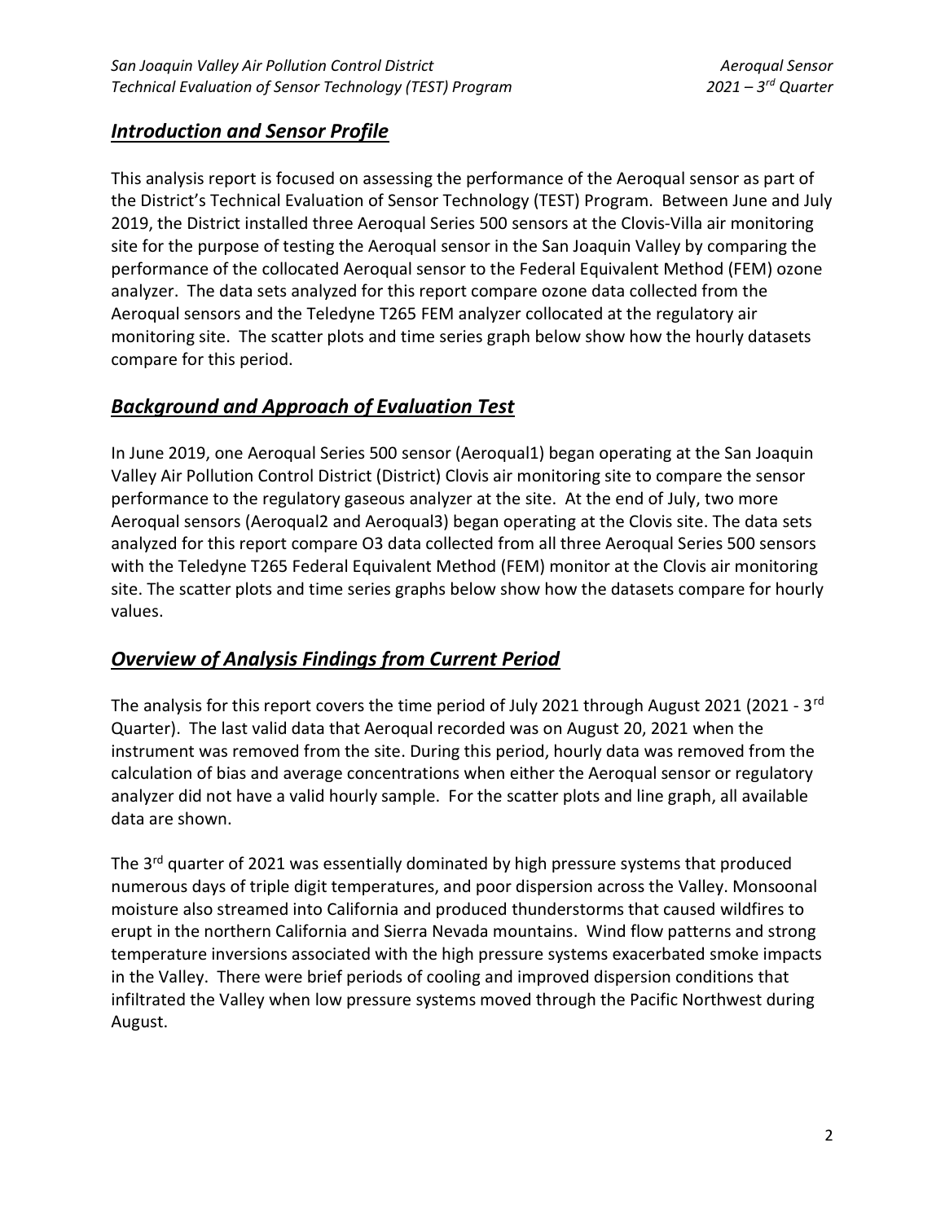## ***Introduction and Sensor Profile***

This analysis report is focused on assessing the performance of the Aeroqual sensor as part of the District's Technical Evaluation of Sensor Technology (TEST) Program. Between June and July 2019, the District installed three Aeroqual Series 500 sensors at the Clovis-Villa air monitoring site for the purpose of testing the Aeroqual sensor in the San Joaquin Valley by comparing the performance of the collocated Aeroqual sensor to the Federal Equivalent Method (FEM) ozone analyzer. The data sets analyzed for this report compare ozone data collected from the Aeroqual sensors and the Teledyne T265 FEM analyzer collocated at the regulatory air monitoring site. The scatter plots and time series graph below show how the hourly datasets compare for this period.

## ***Background and Approach of Evaluation Test***

In June 2019, one Aeroqual Series 500 sensor (Aeroqual1) began operating at the San Joaquin Valley Air Pollution Control District (District) Clovis air monitoring site to compare the sensor performance to the regulatory gaseous analyzer at the site. At the end of July, two more Aeroqual sensors (Aeroqual2 and Aeroqual3) began operating at the Clovis site. The data sets analyzed for this report compare $O_3$ data collected from all three Aeroqual Series 500 sensors with the Teledyne T265 Federal Equivalent Method (FEM) monitor at the Clovis air monitoring site. The scatter plots and time series graphs below show how the datasets compare for hourly values.

## ***Overview of Analysis Findings from Current Period***

The analysis for this report covers the time period of July 2021 through August 2021 (2021 - 3rd Quarter). The last valid data that Aeroqual recorded was on August 20, 2021 when the instrument was removed from the site. During this period, hourly data was removed from the calculation of bias and average concentrations when either the Aeroqual sensor or regulatory analyzer did not have a valid hourly sample. For the scatter plots and line graph, all available data are shown.

The 3rd quarter of 2021 was essentially dominated by high pressure systems that produced numerous days of triple digit temperatures, and poor dispersion across the Valley. Monsoonal moisture also streamed into California and produced thunderstorms that caused wildfires to erupt in the northern California and Sierra Nevada mountains. Wind flow patterns and strong temperature inversions associated with the high pressure systems exacerbated smoke impacts in the Valley. There were brief periods of cooling and improved dispersion conditions that infiltrated the Valley when low pressure systems moved through the Pacific Northwest during August.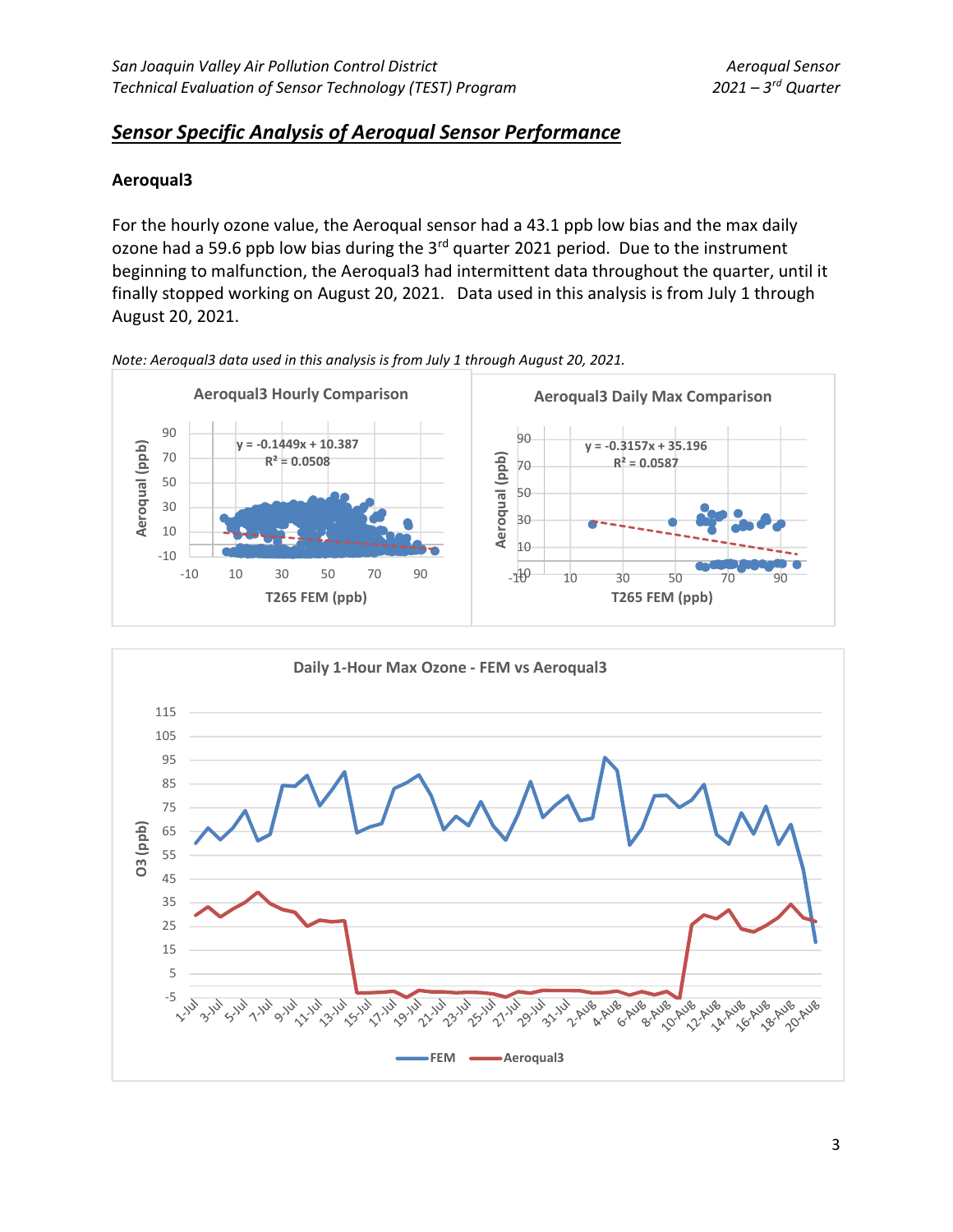## Sensor Specific Analysis of Aeroqual Sensor Performance

### Aeroqual3

For the hourly ozone value, the Aeroqual sensor had a 43.1 ppb low bias and the max daily ozone had a 59.6 ppb low bias during the 3rd quarter 2021 period. Due to the instrument beginning to malfunction, the Aeroqual3 had intermittent data throughout the quarter, until it finally stopped working on August 20, 2021. Data used in this analysis is from July 1 through August 20, 2021.

*Note: Aeroqual3 data used in this analysis is from July 1 through August 20, 2021.*

**Aeroqual3 Hourly Comparison**

$y = -0.1449x + 10.387$

$R^2 = 0.0508$

**Aeroqual3 Daily Max Comparison**

$y = -0.3157x + 35.196$

$R^2 = 0.0587$

**Daily 1-Hour Max Ozone - FEM vs Aeroqual3**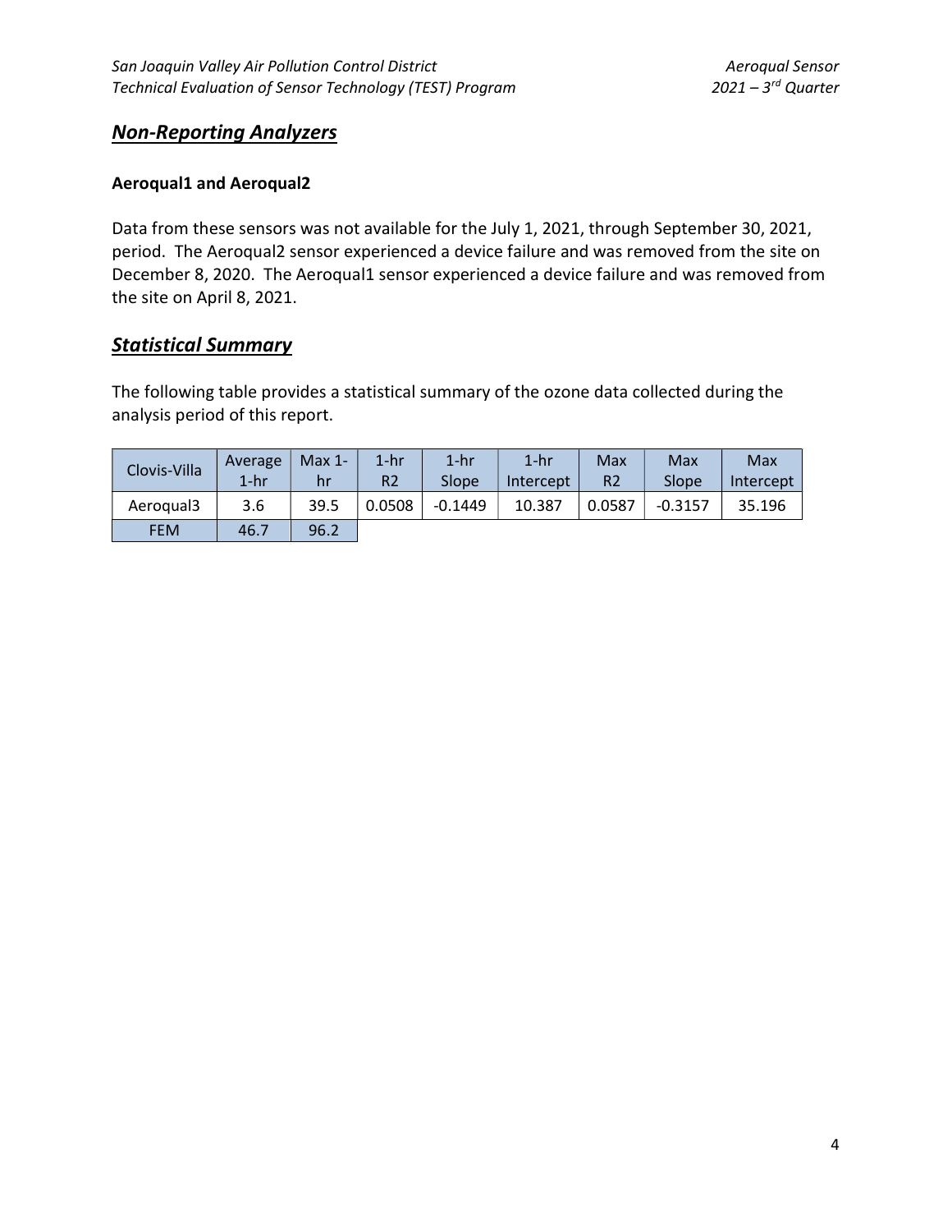## *Non-Reporting Analyzers*

### Aeroqual1 and Aeroqual2

Data from these sensors was not available for the July 1, 2021, through September 30, 2021, period. The Aeroqual2 sensor experienced a device failure and was removed from the site on December 8, 2020. The Aeroqual1 sensor experienced a device failure and was removed from the site on April 8, 2021.

## *Statistical Summary*

The following table provides a statistical summary of the ozone data collected during the analysis period of this report.

| Clovis-Villa | Average 1-hr | Max 1-hr | 1-hr R2 | 1-hr Slope | 1-hr Intercept | Max R2 | Max Slope | Max Intercept |
|---|---|---|---|---|---|---|---|---|
| Aeroqual3 | 3.6 | 39.5 | 0.0508 | -0.1449 | 10.387 | 0.0587 | -0.3157 | 35.196 |
| FEM | 46.7 | 96.2 | | | | | | |